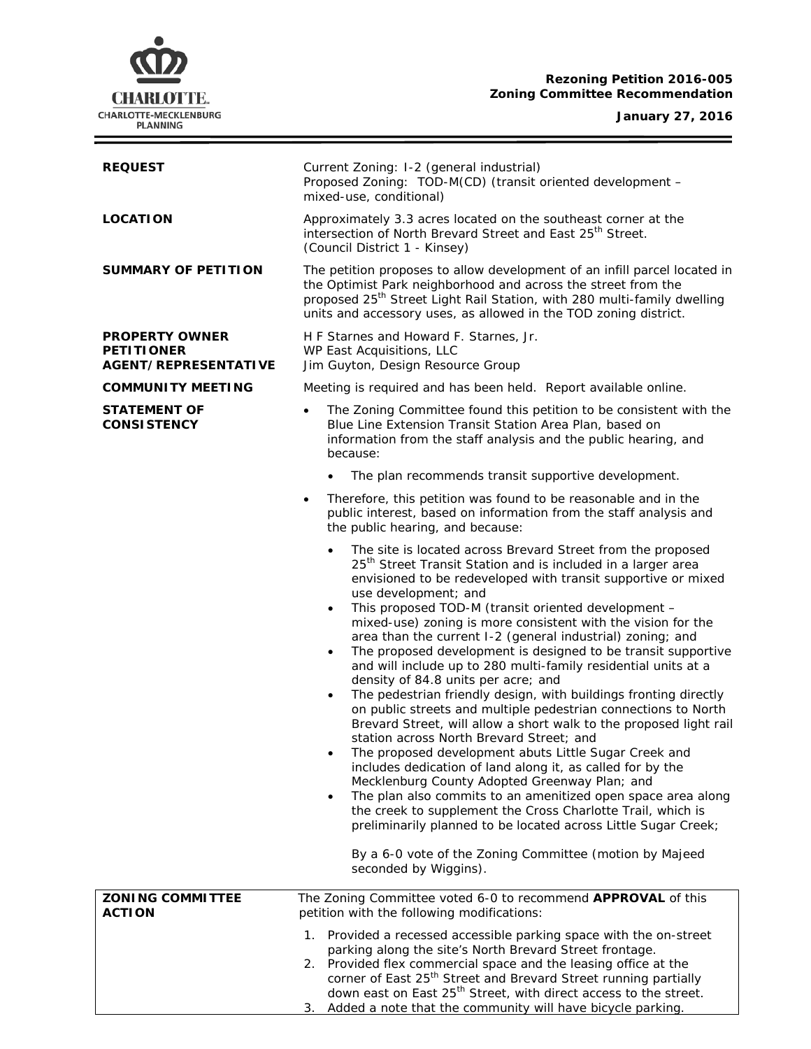**Rezoning Petition 2016-005**
**Zoning Committee Recommendation**

**January 27, 2016**

| | |
|---|---|
| **REQUEST** | Current Zoning: I-2 (general industrial)<br>Proposed Zoning: TOD-M(CD) (transit oriented development – mixed-use, conditional) |
| **LOCATION** | Approximately 3.3 acres located on the southeast corner at the intersection of North Brevard Street and East 25th Street.<br>(Council District 1 - Kinsey) |
| **SUMMARY OF PETITION** | The petition proposes to allow development of an infill parcel located in the Optimist Park neighborhood and across the street from the proposed 25th Street Light Rail Station, with 280 multi-family dwelling units and accessory uses, as allowed in the TOD zoning district. |
| **PROPERTY OWNER**<br>**PETITIONER**<br>**AGENT/REPRESENTATIVE** | H F Starnes and Howard F. Starnes, Jr.<br>WP East Acquisitions, LLC<br>Jim Guyton, Design Resource Group |
| **COMMUNITY MEETING** | Meeting is required and has been held. Report available online. |
| **STATEMENT OF CONSISTENCY** | • The Zoning Committee found this petition to be consistent with the Blue Line Extension Transit Station Area Plan, based on information from the staff analysis and the public hearing, and because:<br>&nbsp;&nbsp;&nbsp;&nbsp;• The plan recommends transit supportive development.<br>• Therefore, this petition was found to be reasonable and in the public interest, based on information from the staff analysis and the public hearing, and because:<br>&nbsp;&nbsp;&nbsp;&nbsp;• The site is located across Brevard Street from the proposed 25th Street Transit Station and is included in a larger area envisioned to be redeveloped with transit supportive or mixed use development; and<br>&nbsp;&nbsp;&nbsp;&nbsp;• This proposed TOD-M (transit oriented development – mixed-use) zoning is more consistent with the vision for the area than the current I-2 (general industrial) zoning; and<br>&nbsp;&nbsp;&nbsp;&nbsp;• The proposed development is designed to be transit supportive and will include up to 280 multi-family residential units at a density of 84.8 units per acre; and<br>&nbsp;&nbsp;&nbsp;&nbsp;• The pedestrian friendly design, with buildings fronting directly on public streets and multiple pedestrian connections to North Brevard Street, will allow a short walk to the proposed light rail station across North Brevard Street; and<br>&nbsp;&nbsp;&nbsp;&nbsp;• The proposed development abuts Little Sugar Creek and includes dedication of land along it, as called for by the Mecklenburg County Adopted Greenway Plan; and<br>&nbsp;&nbsp;&nbsp;&nbsp;• The plan also commits to an amenitized open space area along the creek to supplement the Cross Charlotte Trail, which is preliminarily planned to be located across Little Sugar Creek;<br><br>By a 6-0 vote of the Zoning Committee (motion by Majeed seconded by Wiggins). |
| **ZONING COMMITTEE ACTION** | The Zoning Committee voted 6-0 to recommend **APPROVAL** of this petition with the following modifications:<br>1. Provided a recessed accessible parking space with the on-street parking along the site's North Brevard Street frontage.<br>2. Provided flex commercial space and the leasing office at the corner of East 25th Street and Brevard Street running partially down east on East 25th Street, with direct access to the street.<br>3. Added a note that the community will have bicycle parking. |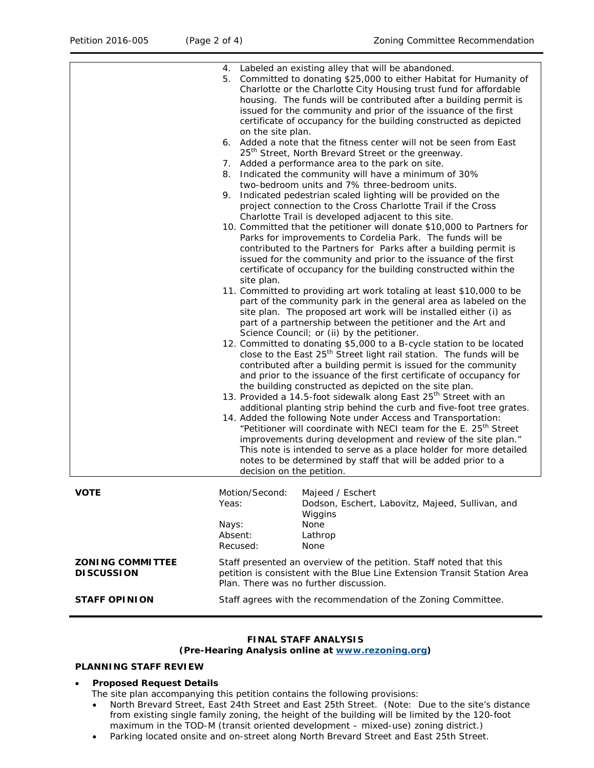|  |  |
|---|---|
|  | 4. Labeled an existing alley that will be abandoned.<br>5. Committed to donating $25,000 to either Habitat for Humanity of Charlotte or the Charlotte City Housing trust fund for affordable housing. The funds will be contributed after a building permit is issued for the community and prior of the issuance of the first certificate of occupancy for the building constructed as depicted on the site plan.<br>6. Added a note that the fitness center will not be seen from East 25th Street, North Brevard Street or the greenway.<br>7. Added a performance area to the park on site.<br>8. Indicated the community will have a minimum of 30% two-bedroom units and 7% three-bedroom units.<br>9. Indicated pedestrian scaled lighting will be provided on the project connection to the Cross Charlotte Trail if the Cross Charlotte Trail is developed adjacent to this site.<br>10. Committed that the petitioner will donate $10,000 to Partners for Parks for improvements to Cordelia Park. The funds will be contributed to the Partners for Parks after a building permit is issued for the community and prior to the issuance of the first certificate of occupancy for the building constructed within the site plan.<br>11. Committed to providing art work totaling at least $10,000 to be part of the community park in the general area as labeled on the site plan. The proposed art work will be installed either (i) as part of a partnership between the petitioner and the Art and Science Council; or (ii) by the petitioner.<br>12. Committed to donating $5,000 to a B-cycle station to be located close to the East 25th Street light rail station. The funds will be contributed after a building permit is issued for the community and prior to the issuance of the first certificate of occupancy for the building constructed as depicted on the site plan.<br>13. Provided a 14.5-foot sidewalk along East 25th Street with an additional planting strip behind the curb and five-foot tree grates.<br>14. Added the following Note under Access and Transportation: "Petitioner will coordinate with NECI team for the E. 25th Street improvements during development and review of the site plan." This note is intended to serve as a place holder for more detailed notes to be determined by staff that will be added prior to a decision on the petition. |

| **VOTE** | Motion/Second: | Majeed / Eschert |
|---|---|---|
|  | Yeas: | Dodson, Eschert, Labovitz, Majeed, Sullivan, and Wiggins |
|  | Nays: | None |
|  | Absent: | Lathrop |
|  | Recused: | None |

**ZONING COMMITTEE DISCUSSION**

Staff presented an overview of the petition. Staff noted that this petition is consistent with the Blue Line Extension Transit Station Area Plan. There was no further discussion.

**STAFF OPINION**

Staff agrees with the recommendation of the Zoning Committee.

**FINAL STAFF ANALYSIS**
**(Pre-Hearing Analysis online at [www.rezoning.org](www.rezoning.org))**

**PLANNING STAFF REVIEW**

- **Proposed Request Details**
  The site plan accompanying this petition contains the following provisions:
  - North Brevard Street, East 24th Street and East 25th Street. (Note: Due to the site's distance from existing single family zoning, the height of the building will be limited by the 120-foot maximum in the TOD-M (transit oriented development – mixed-use) zoning district.)
  - Parking located onsite and on-street along North Brevard Street and East 25th Street.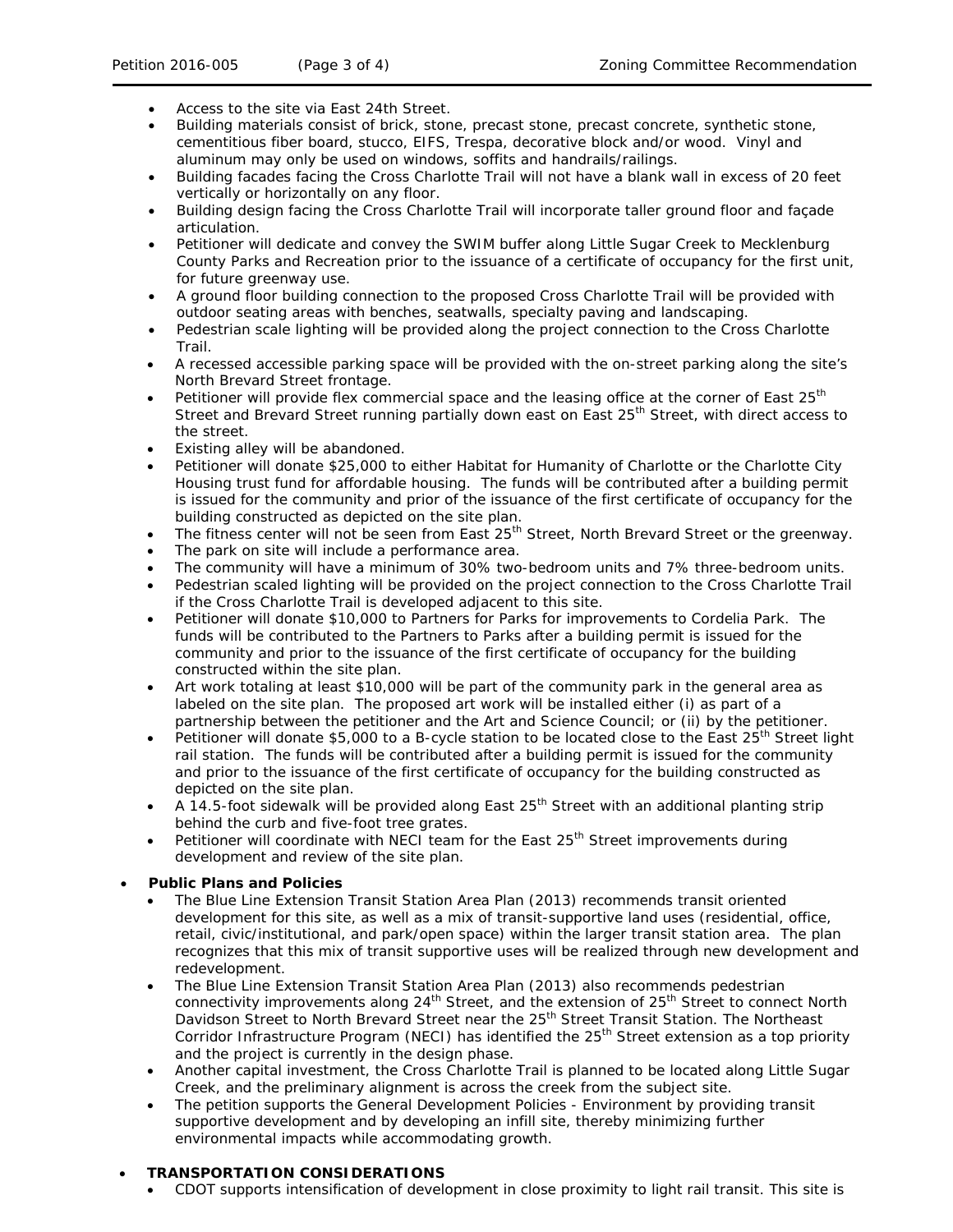- Access to the site via East 24th Street.
- Building materials consist of brick, stone, precast stone, precast concrete, synthetic stone, cementitious fiber board, stucco, EIFS, Trespa, decorative block and/or wood. Vinyl and aluminum may only be used on windows, soffits and handrails/railings.
- Building facades facing the Cross Charlotte Trail will not have a blank wall in excess of 20 feet vertically or horizontally on any floor.
- Building design facing the Cross Charlotte Trail will incorporate taller ground floor and façade articulation.
- Petitioner will dedicate and convey the SWIM buffer along Little Sugar Creek to Mecklenburg County Parks and Recreation prior to the issuance of a certificate of occupancy for the first unit, for future greenway use.
- A ground floor building connection to the proposed Cross Charlotte Trail will be provided with outdoor seating areas with benches, seatwalls, specialty paving and landscaping.
- Pedestrian scale lighting will be provided along the project connection to the Cross Charlotte Trail.
- A recessed accessible parking space will be provided with the on-street parking along the site's North Brevard Street frontage.
- Petitioner will provide flex commercial space and the leasing office at the corner of East 25th Street and Brevard Street running partially down east on East 25th Street, with direct access to the street.
- Existing alley will be abandoned.
- Petitioner will donate $25,000 to either Habitat for Humanity of Charlotte or the Charlotte City Housing trust fund for affordable housing. The funds will be contributed after a building permit is issued for the community and prior of the issuance of the first certificate of occupancy for the building constructed as depicted on the site plan.
- The fitness center will not be seen from East 25th Street, North Brevard Street or the greenway.
- The park on site will include a performance area.
- The community will have a minimum of 30% two-bedroom units and 7% three-bedroom units.
- Pedestrian scaled lighting will be provided on the project connection to the Cross Charlotte Trail if the Cross Charlotte Trail is developed adjacent to this site.
- Petitioner will donate $10,000 to Partners for Parks for improvements to Cordelia Park. The funds will be contributed to the Partners to Parks after a building permit is issued for the community and prior to the issuance of the first certificate of occupancy for the building constructed within the site plan.
- Art work totaling at least $10,000 will be part of the community park in the general area as labeled on the site plan. The proposed art work will be installed either (i) as part of a partnership between the petitioner and the Art and Science Council; or (ii) by the petitioner.
- Petitioner will donate $5,000 to a B-cycle station to be located close to the East 25th Street light rail station. The funds will be contributed after a building permit is issued for the community and prior to the issuance of the first certificate of occupancy for the building constructed as depicted on the site plan.
- A 14.5-foot sidewalk will be provided along East 25th Street with an additional planting strip behind the curb and five-foot tree grates.
- Petitioner will coordinate with NECI team for the East 25th Street improvements during development and review of the site plan.

- **Public Plans and Policies**
  - The Blue Line Extension Transit Station Area Plan (2013) recommends transit oriented development for this site, as well as a mix of transit-supportive land uses (residential, office, retail, civic/institutional, and park/open space) within the larger transit station area. The plan recognizes that this mix of transit supportive uses will be realized through new development and redevelopment.
  - The Blue Line Extension Transit Station Area Plan (2013) also recommends pedestrian connectivity improvements along 24th Street, and the extension of 25th Street to connect North Davidson Street to North Brevard Street near the 25th Street Transit Station. The Northeast Corridor Infrastructure Program (NECI) has identified the 25th Street extension as a top priority and the project is currently in the design phase.
  - Another capital investment, the Cross Charlotte Trail is planned to be located along Little Sugar Creek, and the preliminary alignment is across the creek from the subject site.
  - The petition supports the General Development Policies - Environment by providing transit supportive development and by developing an infill site, thereby minimizing further environmental impacts while accommodating growth.

- **TRANSPORTATION CONSIDERATIONS**
  - CDOT supports intensification of development in close proximity to light rail transit. This site is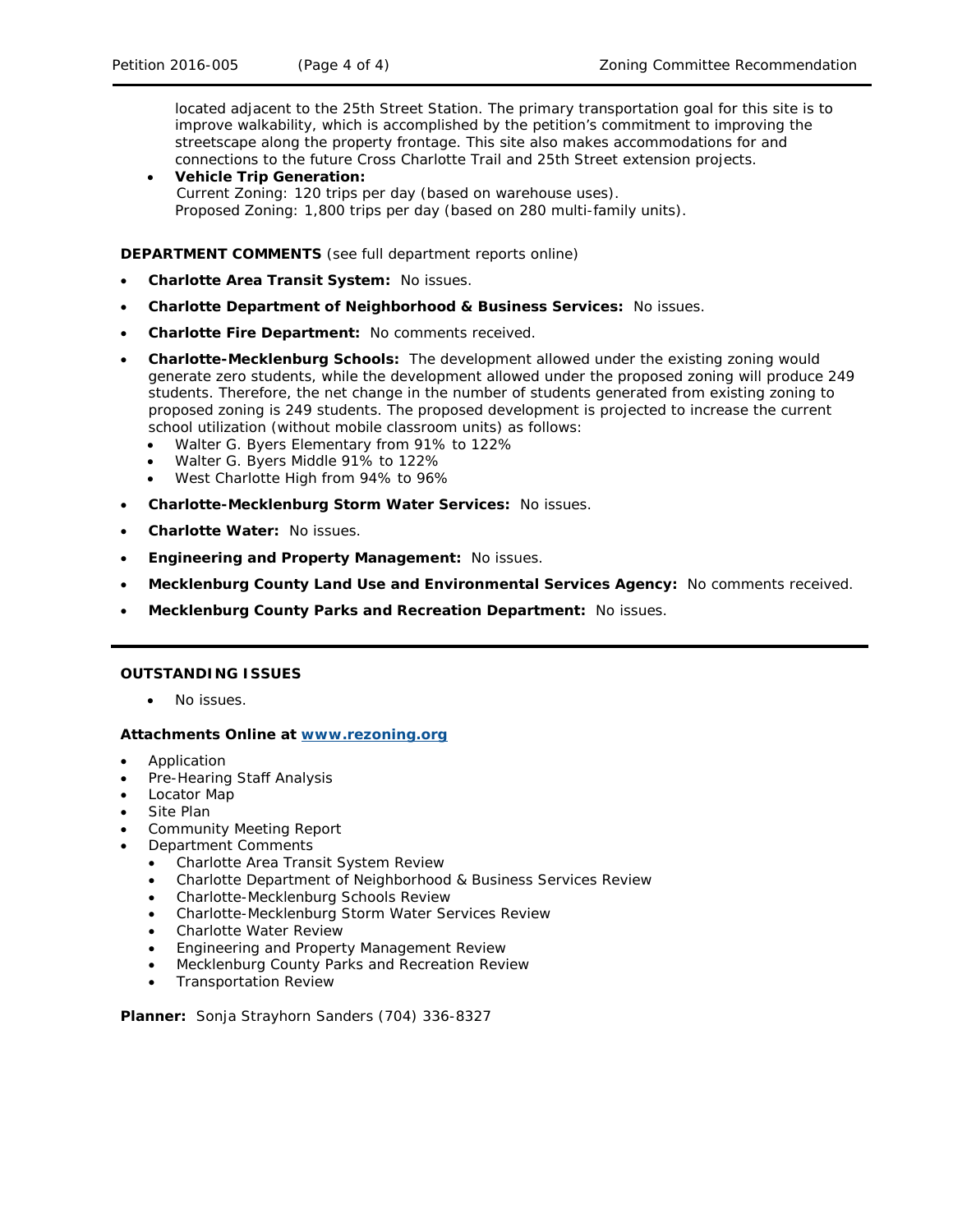located adjacent to the 25th Street Station. The primary transportation goal for this site is to improve walkability, which is accomplished by the petition's commitment to improving the streetscape along the property frontage. This site also makes accommodations for and connections to the future Cross Charlotte Trail and 25th Street extension projects.

- **Vehicle Trip Generation:**
  Current Zoning: 120 trips per day (based on warehouse uses).
  Proposed Zoning: 1,800 trips per day (based on 280 multi-family units).

**DEPARTMENT COMMENTS** (see full department reports online)

- **Charlotte Area Transit System:** No issues.
- **Charlotte Department of Neighborhood & Business Services:** No issues.
- **Charlotte Fire Department:** No comments received.
- **Charlotte-Mecklenburg Schools:** The development allowed under the existing zoning would generate zero students, while the development allowed under the proposed zoning will produce 249 students. Therefore, the net change in the number of students generated from existing zoning to proposed zoning is 249 students. The proposed development is projected to increase the current school utilization (without mobile classroom units) as follows:
  - Walter G. Byers Elementary from 91% to 122%
  - Walter G. Byers Middle 91% to 122%
  - West Charlotte High from 94% to 96%
- **Charlotte-Mecklenburg Storm Water Services:** No issues.
- **Charlotte Water:** No issues.
- **Engineering and Property Management:** No issues.
- **Mecklenburg County Land Use and Environmental Services Agency:** No comments received.
- **Mecklenburg County Parks and Recreation Department:** No issues.

**OUTSTANDING ISSUES**

- No issues.

**Attachments Online at www.rezoning.org**

- Application
- Pre-Hearing Staff Analysis
- Locator Map
- Site Plan
- Community Meeting Report
- Department Comments
  - Charlotte Area Transit System Review
  - Charlotte Department of Neighborhood & Business Services Review
  - Charlotte-Mecklenburg Schools Review
  - Charlotte-Mecklenburg Storm Water Services Review
  - Charlotte Water Review
  - Engineering and Property Management Review
  - Mecklenburg County Parks and Recreation Review
  - Transportation Review

**Planner:** Sonja Strayhorn Sanders (704) 336-8327